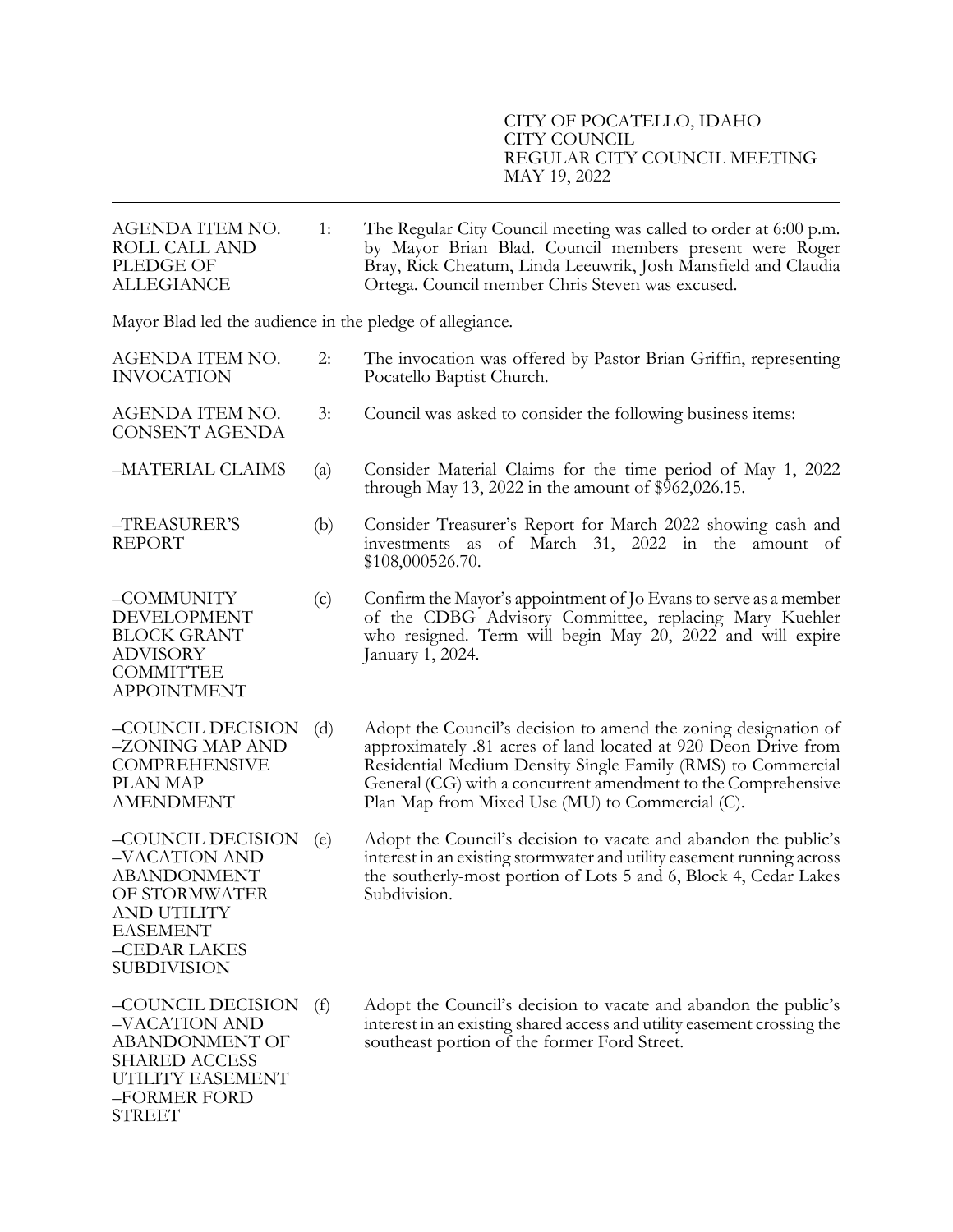CITY OF POCATELLO, IDAHO
CITY COUNCIL
REGULAR CITY COUNCIL MEETING
MAY 19, 2022

---

| | | |
|---|---|---|
| AGENDA ITEM NO. ROLL CALL AND PLEDGE OF ALLEGIANCE | 1: | The Regular City Council meeting was called to order at 6:00 p.m. by Mayor Brian Blad. Council members present were Roger Bray, Rick Cheatum, Linda Leeuwrik, Josh Mansfield and Claudia Ortega. Council member Chris Steven was excused. |

Mayor Blad led the audience in the pledge of allegiance.

| | | |
|---|---|---|
| AGENDA ITEM NO. INVOCATION | 2: | The invocation was offered by Pastor Brian Griffin, representing Pocatello Baptist Church. |
| AGENDA ITEM NO. CONSENT AGENDA | 3: | Council was asked to consider the following business items: |
| –MATERIAL CLAIMS | (a) | Consider Material Claims for the time period of May 1, 2022 through May 13, 2022 in the amount of $962,026.15. |
| –TREASURER'S REPORT | (b) | Consider Treasurer's Report for March 2022 showing cash and investments as of March 31, 2022 in the amount of $108,000526.70. |
| –COMMUNITY DEVELOPMENT BLOCK GRANT ADVISORY COMMITTEE APPOINTMENT | (c) | Confirm the Mayor's appointment of Jo Evans to serve as a member of the CDBG Advisory Committee, replacing Mary Kuehler who resigned. Term will begin May 20, 2022 and will expire January 1, 2024. |
| –COUNCIL DECISION –ZONING MAP AND COMPREHENSIVE PLAN MAP AMENDMENT | (d) | Adopt the Council's decision to amend the zoning designation of approximately .81 acres of land located at 920 Deon Drive from Residential Medium Density Single Family (RMS) to Commercial General (CG) with a concurrent amendment to the Comprehensive Plan Map from Mixed Use (MU) to Commercial (C). |
| –COUNCIL DECISION –VACATION AND ABANDONMENT OF STORMWATER AND UTILITY EASEMENT –CEDAR LAKES SUBDIVISION | (e) | Adopt the Council's decision to vacate and abandon the public's interest in an existing stormwater and utility easement running across the southerly-most portion of Lots 5 and 6, Block 4, Cedar Lakes Subdivision. |
| –COUNCIL DECISION –VACATION AND ABANDONMENT OF SHARED ACCESS UTILITY EASEMENT –FORMER FORD STREET | (f) | Adopt the Council's decision to vacate and abandon the public's interest in an existing shared access and utility easement crossing the southeast portion of the former Ford Street. |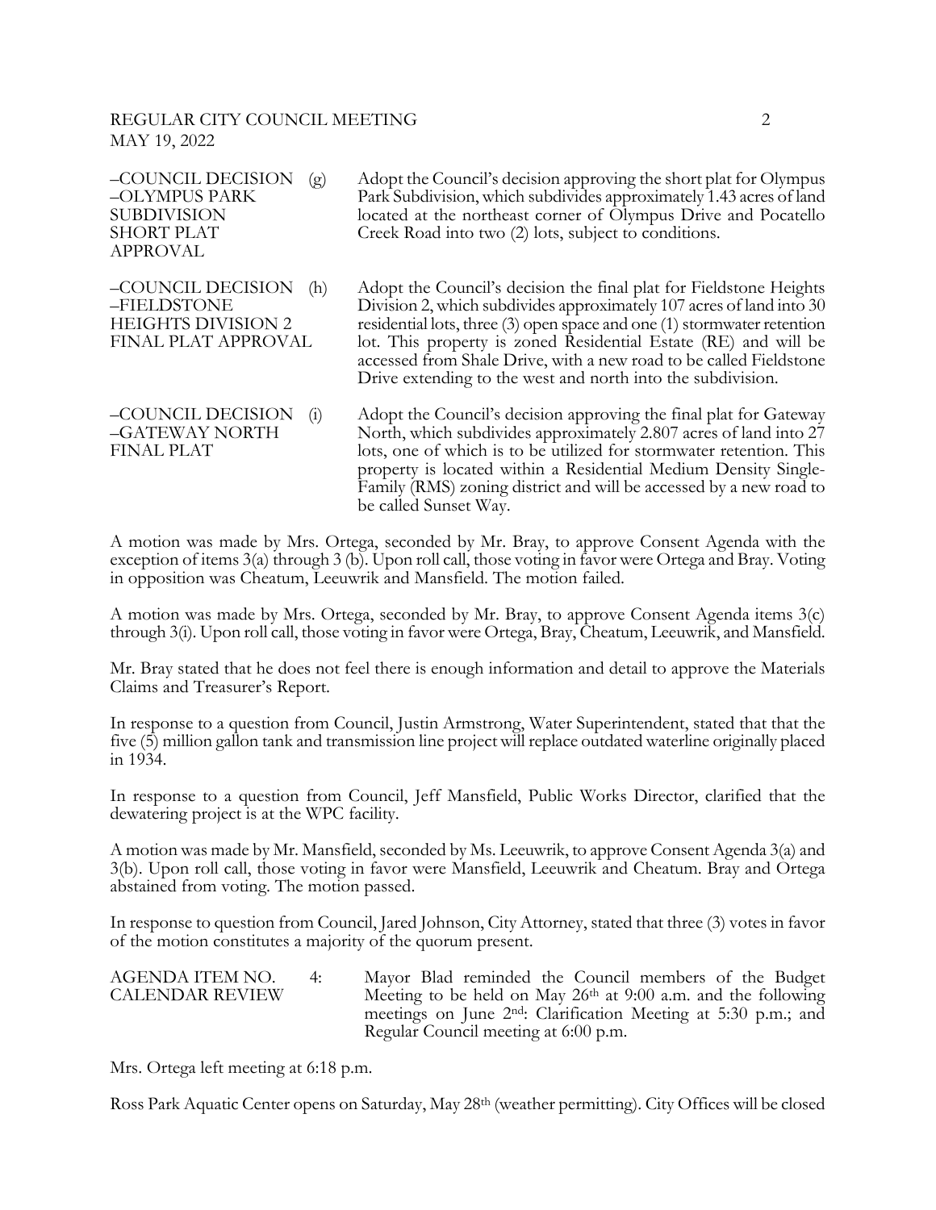–COUNCIL DECISION (g) –OLYMPUS PARK SUBDIVISION SHORT PLAT APPROVAL

Adopt the Council's decision approving the short plat for Olympus Park Subdivision, which subdivides approximately 1.43 acres of land located at the northeast corner of Olympus Drive and Pocatello Creek Road into two (2) lots, subject to conditions.

–COUNCIL DECISION (h) –FIELDSTONE HEIGHTS DIVISION 2 FINAL PLAT APPROVAL

Adopt the Council's decision the final plat for Fieldstone Heights Division 2, which subdivides approximately 107 acres of land into 30 residential lots, three (3) open space and one (1) stormwater retention lot. This property is zoned Residential Estate (RE) and will be accessed from Shale Drive, with a new road to be called Fieldstone Drive extending to the west and north into the subdivision.

–COUNCIL DECISION (i) –GATEWAY NORTH FINAL PLAT

Adopt the Council's decision approving the final plat for Gateway North, which subdivides approximately 2.807 acres of land into 27 lots, one of which is to be utilized for stormwater retention. This property is located within a Residential Medium Density Single-Family (RMS) zoning district and will be accessed by a new road to be called Sunset Way.

A motion was made by Mrs. Ortega, seconded by Mr. Bray, to approve Consent Agenda with the exception of items 3(a) through 3 (b). Upon roll call, those voting in favor were Ortega and Bray. Voting in opposition was Cheatum, Leeuwrik and Mansfield. The motion failed.

A motion was made by Mrs. Ortega, seconded by Mr. Bray, to approve Consent Agenda items 3(c) through 3(i). Upon roll call, those voting in favor were Ortega, Bray, Cheatum, Leeuwrik, and Mansfield.

Mr. Bray stated that he does not feel there is enough information and detail to approve the Materials Claims and Treasurer's Report.

In response to a question from Council, Justin Armstrong, Water Superintendent, stated that that the five (5) million gallon tank and transmission line project will replace outdated waterline originally placed in 1934.

In response to a question from Council, Jeff Mansfield, Public Works Director, clarified that the dewatering project is at the WPC facility.

A motion was made by Mr. Mansfield, seconded by Ms. Leeuwrik, to approve Consent Agenda 3(a) and 3(b). Upon roll call, those voting in favor were Mansfield, Leeuwrik and Cheatum. Bray and Ortega abstained from voting. The motion passed.

In response to question from Council, Jared Johnson, City Attorney, stated that three (3) votes in favor of the motion constitutes a majority of the quorum present.

AGENDA ITEM NO. 4: CALENDAR REVIEW

Mayor Blad reminded the Council members of the Budget Meeting to be held on May 26th at 9:00 a.m. and the following meetings on June 2nd: Clarification Meeting at 5:30 p.m.; and Regular Council meeting at 6:00 p.m.

Mrs. Ortega left meeting at 6:18 p.m.

Ross Park Aquatic Center opens on Saturday, May 28th (weather permitting). City Offices will be closed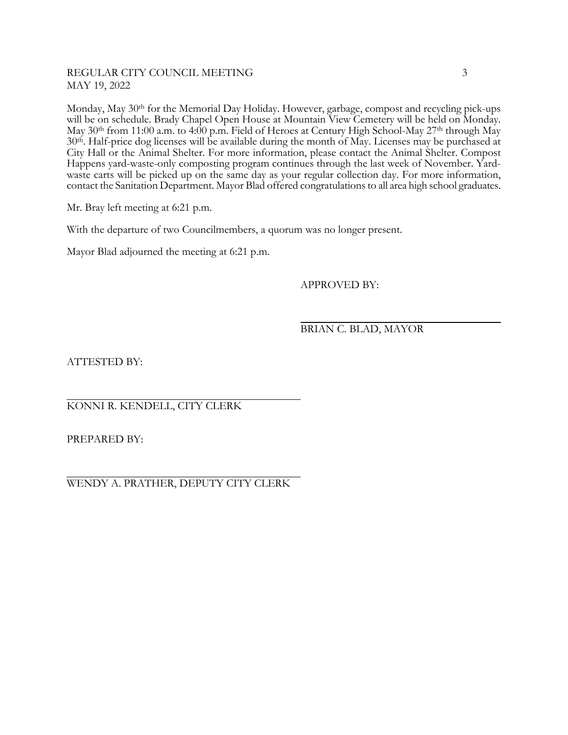Monday, May 30th for the Memorial Day Holiday. However, garbage, compost and recycling pick-ups will be on schedule. Brady Chapel Open House at Mountain View Cemetery will be held on Monday. May 30th from 11:00 a.m. to 4:00 p.m. Field of Heroes at Century High School-May 27th through May 30th. Half-price dog licenses will be available during the month of May. Licenses may be purchased at City Hall or the Animal Shelter. For more information, please contact the Animal Shelter. Compost Happens yard-waste-only composting program continues through the last week of November. Yard-waste carts will be picked up on the same day as your regular collection day. For more information, contact the Sanitation Department. Mayor Blad offered congratulations to all area high school graduates.

Mr. Bray left meeting at 6:21 p.m.

With the departure of two Councilmembers, a quorum was no longer present.

Mayor Blad adjourned the meeting at 6:21 p.m.

APPROVED BY:

_______________________________

BRIAN C. BLAD, MAYOR

ATTESTED BY:

_______________________________

KONNI R. KENDELL, CITY CLERK

PREPARED BY:

_______________________________

WENDY A. PRATHER, DEPUTY CITY CLERK